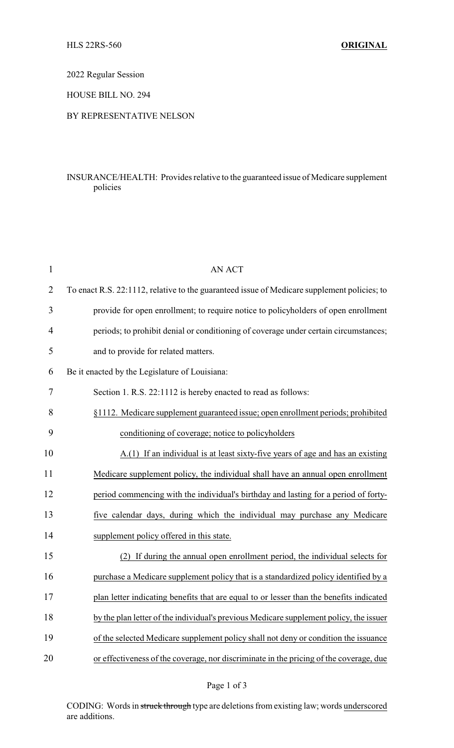HLS 22RS-560 **ORIGINAL**

2022 Regular Session

HOUSE BILL NO. 294

BY REPRESENTATIVE NELSON

INSURANCE/HEALTH: Provides relative to the guaranteed issue of Medicare supplement policies

AN ACT

To enact R.S. 22:1112, relative to the guaranteed issue of Medicare supplement policies; to provide for open enrollment; to require notice to policyholders of open enrollment periods; to prohibit denial or conditioning of coverage under certain circumstances; and to provide for related matters.

Be it enacted by the Legislature of Louisiana:

Section 1. R.S. 22:1112 is hereby enacted to read as follows:

§1112. Medicare supplement guaranteed issue; open enrollment periods; prohibited conditioning of coverage; notice to policyholders

A.(1) If an individual is at least sixty-five years of age and has an existing Medicare supplement policy, the individual shall have an annual open enrollment period commencing with the individual's birthday and lasting for a period of forty-five calendar days, during which the individual may purchase any Medicare supplement policy offered in this state.

(2) If during the annual open enrollment period, the individual selects for purchase a Medicare supplement policy that is a standardized policy identified by a plan letter indicating benefits that are equal to or lesser than the benefits indicated by the plan letter of the individual's previous Medicare supplement policy, the issuer of the selected Medicare supplement policy shall not deny or condition the issuance or effectiveness of the coverage, nor discriminate in the pricing of the coverage, due

CODING: Words in ~~struck through~~ type are deletions from existing law; words underscored are additions.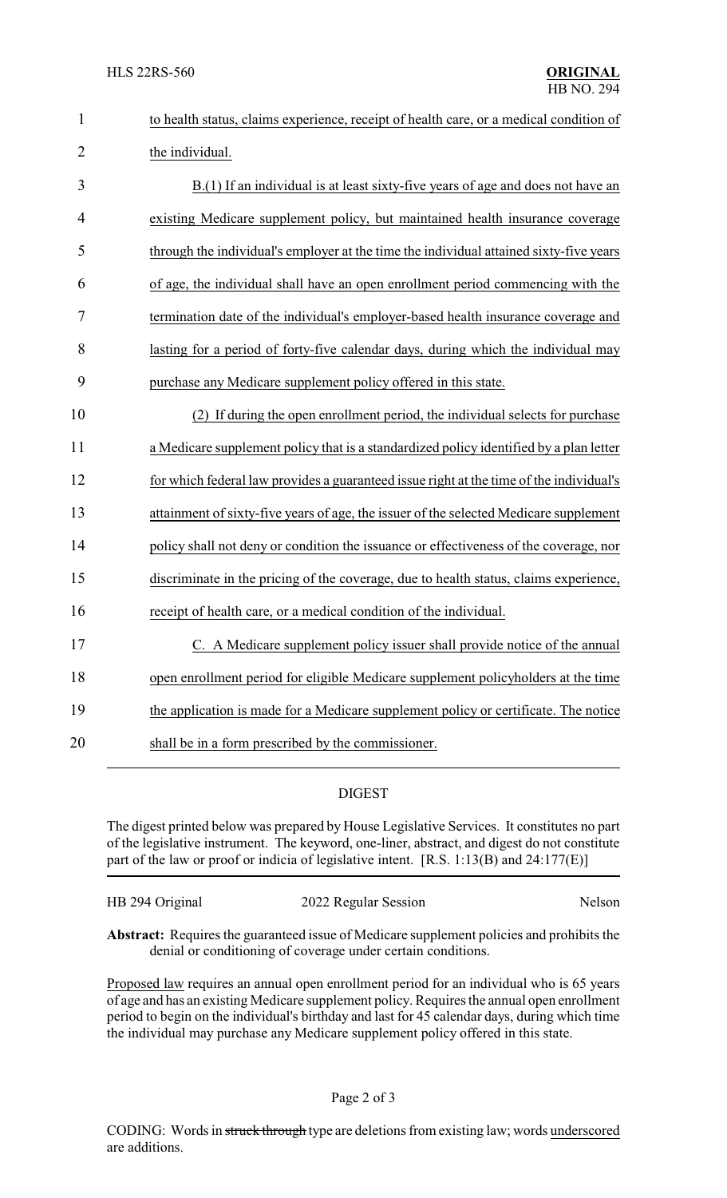to health status, claims experience, receipt of health care, or a medical condition of the individual.

B.(1) If an individual is at least sixty-five years of age and does not have an existing Medicare supplement policy, but maintained health insurance coverage through the individual's employer at the time the individual attained sixty-five years of age, the individual shall have an open enrollment period commencing with the termination date of the individual's employer-based health insurance coverage and lasting for a period of forty-five calendar days, during which the individual may purchase any Medicare supplement policy offered in this state.

(2) If during the open enrollment period, the individual selects for purchase a Medicare supplement policy that is a standardized policy identified by a plan letter for which federal law provides a guaranteed issue right at the time of the individual's attainment of sixty-five years of age, the issuer of the selected Medicare supplement policy shall not deny or condition the issuance or effectiveness of the coverage, nor discriminate in the pricing of the coverage, due to health status, claims experience, receipt of health care, or a medical condition of the individual.

C. A Medicare supplement policy issuer shall provide notice of the annual open enrollment period for eligible Medicare supplement policyholders at the time the application is made for a Medicare supplement policy or certificate. The notice shall be in a form prescribed by the commissioner.

## DIGEST

The digest printed below was prepared by House Legislative Services. It constitutes no part of the legislative instrument. The keyword, one-liner, abstract, and digest do not constitute part of the law or proof or indicia of legislative intent. [R.S. 1:13(B) and 24:177(E)]

HB 294 Original — 2022 Regular Session — Nelson

**Abstract:** Requires the guaranteed issue of Medicare supplement policies and prohibits the denial or conditioning of coverage under certain conditions.

Proposed law requires an annual open enrollment period for an individual who is 65 years of age and has an existing Medicare supplement policy. Requires the annual open enrollment period to begin on the individual's birthday and last for 45 calendar days, during which time the individual may purchase any Medicare supplement policy offered in this state.

CODING: Words in ~~struck through~~ type are deletions from existing law; words underscored are additions.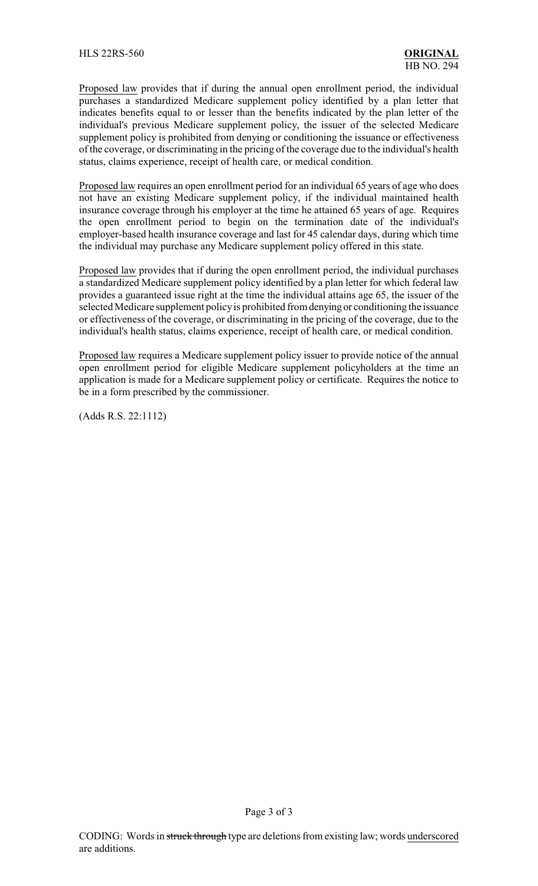Proposed law provides that if during the annual open enrollment period, the individual purchases a standardized Medicare supplement policy identified by a plan letter that indicates benefits equal to or lesser than the benefits indicated by the plan letter of the individual's previous Medicare supplement policy, the issuer of the selected Medicare supplement policy is prohibited from denying or conditioning the issuance or effectiveness of the coverage, or discriminating in the pricing of the coverage due to the individual's health status, claims experience, receipt of health care, or medical condition.

Proposed law requires an open enrollment period for an individual 65 years of age who does not have an existing Medicare supplement policy, if the individual maintained health insurance coverage through his employer at the time he attained 65 years of age. Requires the open enrollment period to begin on the termination date of the individual's employer-based health insurance coverage and last for 45 calendar days, during which time the individual may purchase any Medicare supplement policy offered in this state.

Proposed law provides that if during the open enrollment period, the individual purchases a standardized Medicare supplement policy identified by a plan letter for which federal law provides a guaranteed issue right at the time the individual attains age 65, the issuer of the selected Medicare supplement policy is prohibited from denying or conditioning the issuance or effectiveness of the coverage, or discriminating in the pricing of the coverage, due to the individual's health status, claims experience, receipt of health care, or medical condition.

Proposed law requires a Medicare supplement policy issuer to provide notice of the annual open enrollment period for eligible Medicare supplement policyholders at the time an application is made for a Medicare supplement policy or certificate. Requires the notice to be in a form prescribed by the commissioner.

(Adds R.S. 22:1112)

CODING: Words in ~~struck through~~ type are deletions from existing law; words underscored are additions.